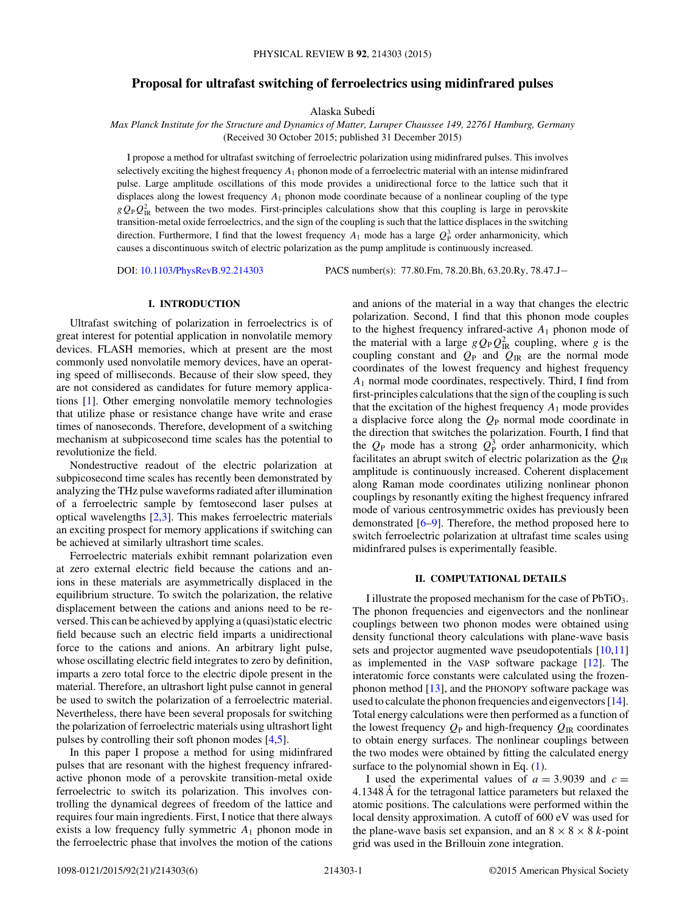# Proposal for ultrafast switching of ferroelectrics using midinfrared pulses

Alaska Subedi

*Max Planck Institute for the Structure and Dynamics of Matter, Luruper Chaussee 149, 22761 Hamburg, Germany*
(Received 30 October 2015; published 31 December 2015)

I propose a method for ultrafast switching of ferroelectric polarization using midinfrared pulses. This involves selectively exciting the highest frequency $A_1$ phonon mode of a ferroelectric material with an intense midinfrared pulse. Large amplitude oscillations of this mode provides a unidirectional force to the lattice such that it displaces along the lowest frequency $A_1$ phonon mode coordinate because of a nonlinear coupling of the type $gQ_PQ_{IR}^2$ between the two modes. First-principles calculations show that this coupling is large in perovskite transition-metal oxide ferroelectrics, and the sign of the coupling is such that the lattice displaces in the switching direction. Furthermore, I find that the lowest frequency $A_1$ mode has a large $Q_P^3$ order anharmonicity, which causes a discontinuous switch of electric polarization as the pump amplitude is continuously increased.

DOI: 10.1103/PhysRevB.92.214303 PACS number(s): 77.80.Fm, 78.20.Bh, 63.20.Ry, 78.47.J−

## I. INTRODUCTION

Ultrafast switching of polarization in ferroelectrics is of great interest for potential application in nonvolatile memory devices. FLASH memories, which at present are the most commonly used nonvolatile memory devices, have an operating speed of milliseconds. Because of their slow speed, they are not considered as candidates for future memory applications [1]. Other emerging nonvolatile memory technologies that utilize phase or resistance change have write and erase times of nanoseconds. Therefore, development of a switching mechanism at subpicosecond time scales has the potential to revolutionize the field.

Nondestructive readout of the electric polarization at subpicosecond time scales has recently been demonstrated by analyzing the THz pulse waveforms radiated after illumination of a ferroelectric sample by femtosecond laser pulses at optical wavelengths [2,3]. This makes ferroelectric materials an exciting prospect for memory applications if switching can be achieved at similarly ultrashort time scales.

Ferroelectric materials exhibit remnant polarization even at zero external electric field because the cations and anions in these materials are asymmetrically displaced in the equilibrium structure. To switch the polarization, the relative displacement between the cations and anions need to be reversed. This can be achieved by applying a (quasi)static electric field because such an electric field imparts a unidirectional force to the cations and anions. An arbitrary light pulse, whose oscillating electric field integrates to zero by definition, imparts a zero total force to the electric dipole present in the material. Therefore, an ultrashort light pulse cannot in general be used to switch the polarization of a ferroelectric material. Nevertheless, there have been several proposals for switching the polarization of ferroelectric materials using ultrashort light pulses by controlling their soft phonon modes [4,5].

In this paper I propose a method for using midinfrared pulses that are resonant with the highest frequency infrared-active phonon mode of a perovskite transition-metal oxide ferroelectric to switch its polarization. This involves controlling the dynamical degrees of freedom of the lattice and requires four main ingredients. First, I notice that there always exists a low frequency fully symmetric $A_1$ phonon mode in the ferroelectric phase that involves the motion of the cations and anions of the material in a way that changes the electric polarization. Second, I find that this phonon mode couples to the highest frequency infrared-active $A_1$ phonon mode of the material with a large $gQ_PQ_{IR}^2$ coupling, where $g$ is the coupling constant and $Q_P$ and $Q_{IR}$ are the normal mode coordinates of the lowest frequency and highest frequency $A_1$ normal mode coordinates, respectively. Third, I find from first-principles calculations that the sign of the coupling is such that the excitation of the highest frequency $A_1$ mode provides a displacive force along the $Q_P$ normal mode coordinate in the direction that switches the polarization. Fourth, I find that the $Q_P$ mode has a strong $Q_P^3$ order anharmonicity, which facilitates an abrupt switch of electric polarization as the $Q_{IR}$ amplitude is continuously increased. Coherent displacement along Raman mode coordinates utilizing nonlinear phonon couplings by resonantly exiting the highest frequency infrared mode of various centrosymmetric oxides has previously been demonstrated [6–9]. Therefore, the method proposed here to switch ferroelectric polarization at ultrafast time scales using midinfrared pulses is experimentally feasible.

## II. COMPUTATIONAL DETAILS

I illustrate the proposed mechanism for the case of $PbTiO_3$. The phonon frequencies and eigenvectors and the nonlinear couplings between two phonon modes were obtained using density functional theory calculations with plane-wave basis sets and projector augmented wave pseudopotentials [10,11] as implemented in the VASP software package [12]. The interatomic force constants were calculated using the frozen-phonon method [13], and the PHONOPY software package was used to calculate the phonon frequencies and eigenvectors [14]. Total energy calculations were then performed as a function of the lowest frequency $Q_P$ and high-frequency $Q_{IR}$ coordinates to obtain energy surfaces. The nonlinear couplings between the two modes were obtained by fitting the calculated energy surface to the polynomial shown in Eq. (1).

I used the experimental values of $a = 3.9039$ and $c = 4.1348$ Å for the tetragonal lattice parameters but relaxed the atomic positions. The calculations were performed within the local density approximation. A cutoff of 600 eV was used for the plane-wave basis set expansion, and an $8 \times 8 \times 8$ $k$-point grid was used in the Brillouin zone integration.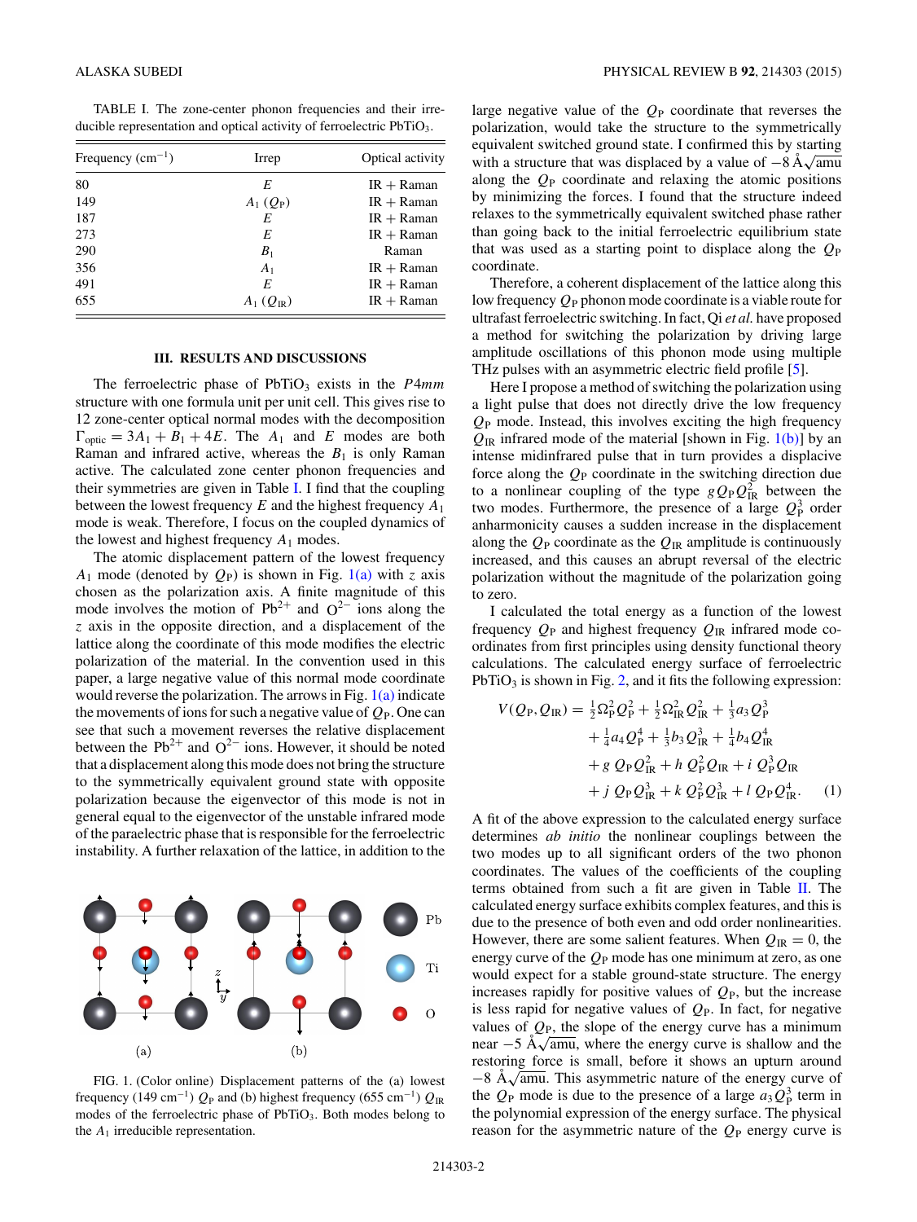TABLE I. The zone-center phonon frequencies and their irreducible representation and optical activity of ferroelectric $PbTiO_3$.

| Frequency ($cm^{-1}$) | Irrep | Optical activity |
|---|---|---|
| 80 | $E$ | IR + Raman |
| 149 | $A_1$ ($Q_P$) | IR + Raman |
| 187 | $E$ | IR + Raman |
| 273 | $E$ | IR + Raman |
| 290 | $B_1$ | Raman |
| 356 | $A_1$ | IR + Raman |
| 491 | $E$ | IR + Raman |
| 655 | $A_1$ ($Q_{IR}$) | IR + Raman |

## III. RESULTS AND DISCUSSIONS

The ferroelectric phase of $PbTiO_3$ exists in the $P4mm$ structure with one formula unit per unit cell. This gives rise to 12 zone-center optical normal modes with the decomposition $\Gamma_{\text{optic}} = 3A_1 + B_1 + 4E$. The $A_1$ and $E$ modes are both Raman and infrared active, whereas the $B_1$ is only Raman active. The calculated zone center phonon frequencies and their symmetries are given in Table I. I find that the coupling between the lowest frequency $E$ and the highest frequency $A_1$ mode is weak. Therefore, I focus on the coupled dynamics of the lowest and highest frequency $A_1$ modes.

The atomic displacement pattern of the lowest frequency $A_1$ mode (denoted by $Q_P$) is shown in Fig. 1(a) with $z$ axis chosen as the polarization axis. A finite magnitude of this mode involves the motion of $Pb^{2+}$ and $O^{2-}$ ions along the $z$ axis in the opposite direction, and a displacement of the lattice along the coordinate of this mode modifies the electric polarization of the material. In the convention used in this paper, a large negative value of this normal mode coordinate would reverse the polarization. The arrows in Fig. 1(a) indicate the movements of ions for such a negative value of $Q_P$. One can see that such a movement reverses the relative displacement between the $Pb^{2+}$ and $O^{2-}$ ions. However, it should be noted that a displacement along this mode does not bring the structure to the symmetrically equivalent ground state with opposite polarization because the eigenvector of this mode is not in general equal to the eigenvector of the unstable infrared mode of the paraelectric phase that is responsible for the ferroelectric instability. A further relaxation of the lattice, in addition to the large negative value of the $Q_P$ coordinate that reverses the polarization, would take the structure to the symmetrically equivalent switched ground state. I confirmed this by starting with a structure that was displaced by a value of $-8$ Å$\sqrt{\text{amu}}$ along the $Q_P$ coordinate and relaxing the atomic positions by minimizing the forces. I found that the structure indeed relaxes to the symmetrically equivalent switched phase rather than going back to the initial ferroelectric equilibrium state that was used as a starting point to displace along the $Q_P$ coordinate.

FIG. 1. (Color online) Displacement patterns of the (a) lowest frequency (149 $cm^{-1}$) $Q_P$ and (b) highest frequency (655 $cm^{-1}$) $Q_{IR}$ modes of the ferroelectric phase of $PbTiO_3$. Both modes belong to the $A_1$ irreducible representation.

Therefore, a coherent displacement of the lattice along this low frequency $Q_P$ phonon mode coordinate is a viable route for ultrafast ferroelectric switching. In fact, Qi *et al.* have proposed a method for switching the polarization by driving large amplitude oscillations of this phonon mode using multiple THz pulses with an asymmetric electric field profile [5].

Here I propose a method of switching the polarization using a light pulse that does not directly drive the low frequency $Q_P$ mode. Instead, this involves exciting the high frequency $Q_{IR}$ infrared mode of the material [shown in Fig. 1(b)] by an intense midinfrared pulse that in turn provides a displacive force along the $Q_P$ coordinate in the switching direction due to a nonlinear coupling of the type $gQ_PQ_{IR}^2$ between the two modes. Furthermore, the presence of a large $Q_P^3$ order anharmonicity causes a sudden increase in the displacement along the $Q_P$ coordinate as the $Q_{IR}$ amplitude is continuously increased, and this causes an abrupt reversal of the electric polarization without the magnitude of the polarization going to zero.

I calculated the total energy as a function of the lowest frequency $Q_P$ and highest frequency $Q_{IR}$ infrared mode coordinates from first principles using density functional theory calculations. The calculated energy surface of ferroelectric $PbTiO_3$ is shown in Fig. 2, and it fits the following expression:

$$
\begin{aligned}
V(Q_P, Q_{IR}) = {} & \tfrac{1}{2}\Omega_P^2 Q_P^2 + \tfrac{1}{2}\Omega_{IR}^2 Q_{IR}^2 + \tfrac{1}{3}a_3 Q_P^3 \\
& + \tfrac{1}{4}a_4 Q_P^4 + \tfrac{1}{3}b_3 Q_{IR}^3 + \tfrac{1}{4}b_4 Q_{IR}^4 \\
& + g\, Q_P Q_{IR}^2 + h\, Q_P^2 Q_{IR} + i\, Q_P^3 Q_{IR} \\
& + j\, Q_P Q_{IR}^3 + k\, Q_P^2 Q_{IR}^3 + l\, Q_P Q_{IR}^4. \qquad (1)
\end{aligned}
$$

A fit of the above expression to the calculated energy surface determines *ab initio* the nonlinear couplings between the two modes up to all significant orders of the two phonon coordinates. The values of the coefficients of the coupling terms obtained from such a fit are given in Table II. The calculated energy surface exhibits complex features, and this is due to the presence of both even and odd order nonlinearities. However, there are some salient features. When $Q_{IR} = 0$, the energy curve of the $Q_P$ mode has one minimum at zero, as one would expect for a stable ground-state structure. The energy increases rapidly for positive values of $Q_P$, but the increase is less rapid for negative values of $Q_P$. In fact, for negative values of $Q_P$, the slope of the energy curve has a minimum near $-5$ Å$\sqrt{\text{amu}}$, where the energy curve is shallow and the restoring force is small, before it shows an upturn around $-8$ Å$\sqrt{\text{amu}}$. This asymmetric nature of the energy curve of the $Q_P$ mode is due to the presence of a large $a_3Q_P^3$ term in the polynomial expression of the energy surface. The physical reason for the asymmetric nature of the $Q_P$ energy curve is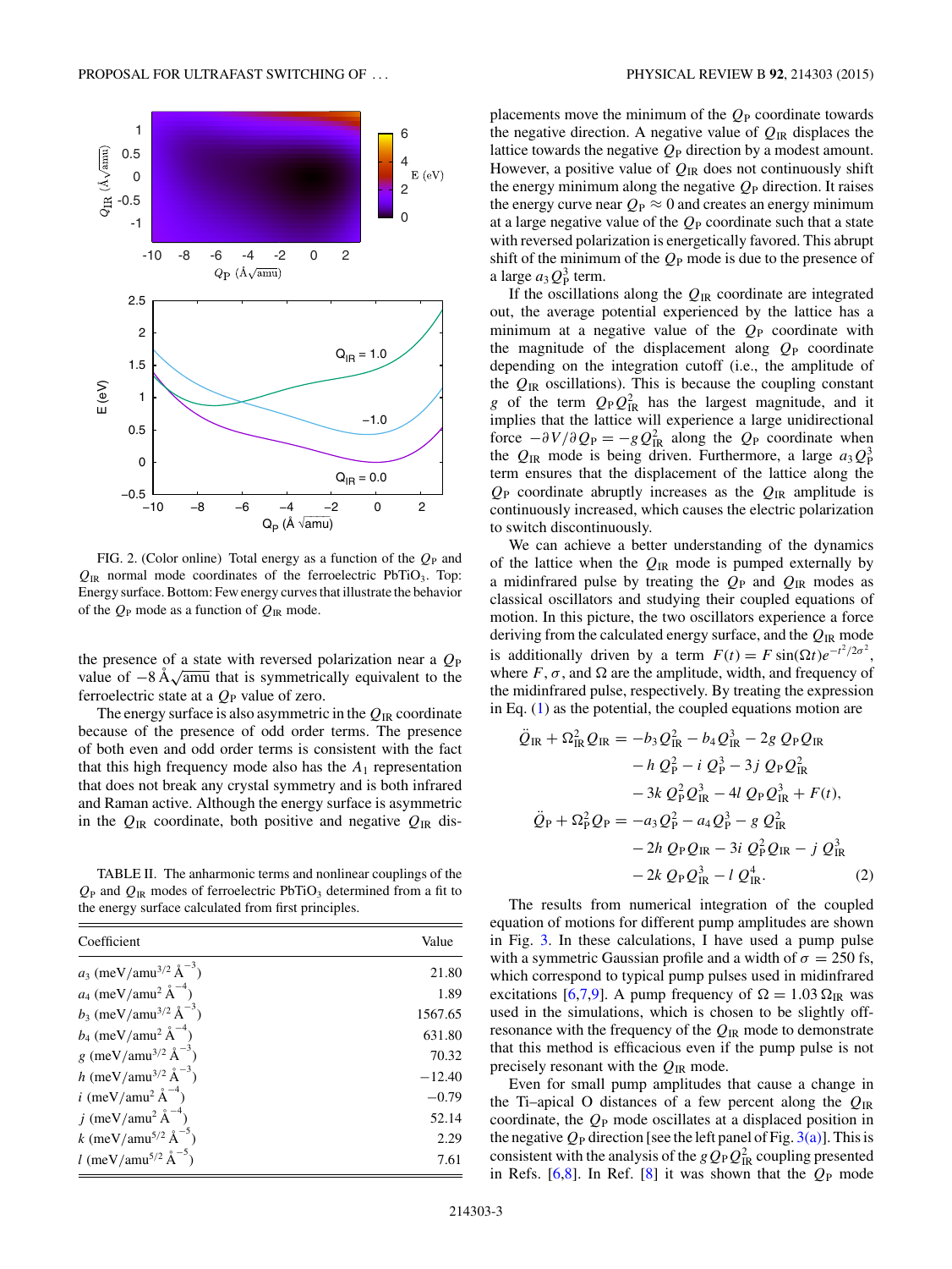FIG. 2. (Color online) Total energy as a function of the $Q_P$ and $Q_{IR}$ normal mode coordinates of the ferroelectric $PbTiO_3$. Top: Energy surface. Bottom: Few energy curves that illustrate the behavior of the $Q_P$ mode as a function of $Q_{IR}$ mode.

the presence of a state with reversed polarization near a $Q_P$ value of $-8\,Å\sqrt{\text{amu}}$ that is symmetrically equivalent to the ferroelectric state at a $Q_P$ value of zero.

The energy surface is also asymmetric in the $Q_{IR}$ coordinate because of the presence of odd order terms. The presence of both even and odd order terms is consistent with the fact that this high frequency mode also has the $A_1$ representation that does not break any crystal symmetry and is both infrared and Raman active. Although the energy surface is asymmetric in the $Q_{IR}$ coordinate, both positive and negative $Q_{IR}$ displacements move the minimum of the $Q_P$ coordinate towards the negative direction. A negative value of $Q_{IR}$ displaces the lattice towards the negative $Q_P$ direction by a modest amount. However, a positive value of $Q_{IR}$ does not continuously shift the energy minimum along the negative $Q_P$ direction. It raises the energy curve near $Q_P \approx 0$ and creates an energy minimum at a large negative value of the $Q_P$ coordinate such that a state with reversed polarization is energetically favored. This abrupt shift of the minimum of the $Q_P$ mode is due to the presence of a large $a_3 Q_P^3$ term.

If the oscillations along the $Q_{IR}$ coordinate are integrated out, the average potential experienced by the lattice has a minimum at a negative value of the $Q_P$ coordinate with the magnitude of the displacement along $Q_P$ coordinate depending on the integration cutoff (i.e., the amplitude of the $Q_{IR}$ oscillations). This is because the coupling constant $g$ of the term $Q_P Q_{IR}^2$ has the largest magnitude, and it implies that the lattice will experience a large unidirectional force $-\partial V/\partial Q_P = -g Q_{IR}^2$ along the $Q_P$ coordinate when the $Q_{IR}$ mode is being driven. Furthermore, a large $a_3 Q_P^3$ term ensures that the displacement of the lattice along the $Q_P$ coordinate abruptly increases as the $Q_{IR}$ amplitude is continuously increased, which causes the electric polarization to switch discontinuously.

We can achieve a better understanding of the dynamics of the lattice when the $Q_{IR}$ mode is pumped externally by a midinfrared pulse by treating the $Q_P$ and $Q_{IR}$ modes as classical oscillators and studying their coupled equations of motion. In this picture, the two oscillators experience a force deriving from the calculated energy surface, and the $Q_{IR}$ mode is additionally driven by a term $F(t) = F \sin(\Omega t) e^{-t^2/2\sigma^2}$, where $F$, $\sigma$, and $\Omega$ are the amplitude, width, and frequency of the midinfrared pulse, respectively. By treating the expression in Eq. (1) as the potential, the coupled equations motion are

$$
\begin{aligned}
\ddot{Q}_{IR} + \Omega_{IR}^2 Q_{IR} = & -b_3 Q_{IR}^2 - b_4 Q_{IR}^3 - 2g\, Q_P Q_{IR} \\
& - h\, Q_P^2 - i\, Q_P^3 - 3j\, Q_P Q_{IR}^2 \\
& - 3k\, Q_P^2 Q_{IR}^3 - 4l\, Q_P Q_{IR}^3 + F(t), \\
\ddot{Q}_P + \Omega_P^2 Q_P = & -a_3 Q_P^2 - a_4 Q_P^3 - g\, Q_{IR}^2 \\
& - 2h\, Q_P Q_{IR} - 3i\, Q_P^2 Q_{IR} - j\, Q_{IR}^3 \\
& - 2k\, Q_P Q_{IR}^3 - l\, Q_{IR}^4.
\end{aligned} \tag{2}
$$

TABLE II. The anharmonic terms and nonlinear couplings of the $Q_P$ and $Q_{IR}$ modes of ferroelectric $PbTiO_3$ determined from a fit to the energy surface calculated from first principles.

| Coefficient | Value |
|---|---|
| $a_3$ (meV/amu$^{3/2}$ Å$^{-3}$) | 21.80 |
| $a_4$ (meV/amu$^2$ Å$^{-4}$) | 1.89 |
| $b_3$ (meV/amu$^{3/2}$ Å$^{-3}$) | 1567.65 |
| $b_4$ (meV/amu$^2$ Å$^{-4}$) | 631.80 |
| $g$ (meV/amu$^{3/2}$ Å$^{-3}$) | 70.32 |
| $h$ (meV/amu$^{3/2}$ Å$^{-3}$) | −12.40 |
| $i$ (meV/amu$^2$ Å$^{-4}$) | −0.79 |
| $j$ (meV/amu$^2$ Å$^{-4}$) | 52.14 |
| $k$ (meV/amu$^{5/2}$ Å$^{-5}$) | 2.29 |
| $l$ (meV/amu$^{5/2}$ Å$^{-5}$) | 7.61 |

The results from numerical integration of the coupled equation of motions for different pump amplitudes are shown in Fig. 3. In these calculations, I have used a pump pulse with a symmetric Gaussian profile and a width of $\sigma = 250$ fs, which correspond to typical pump pulses used in midinfrared excitations [6,7,9]. A pump frequency of $\Omega = 1.03\,\Omega_{IR}$ was used in the simulations, which is chosen to be slightly off-resonance with the frequency of the $Q_{IR}$ mode to demonstrate that this method is efficacious even if the pump pulse is not precisely resonant with the $Q_{IR}$ mode.

Even for small pump amplitudes that cause a change in the Ti–apical O distances of a few percent along the $Q_{IR}$ coordinate, the $Q_P$ mode oscillates at a displaced position in the negative $Q_P$ direction [see the left panel of Fig. 3(a)]. This is consistent with the analysis of the $g Q_P Q_{IR}^2$ coupling presented in Refs. [6,8]. In Ref. [8] it was shown that the $Q_P$ mode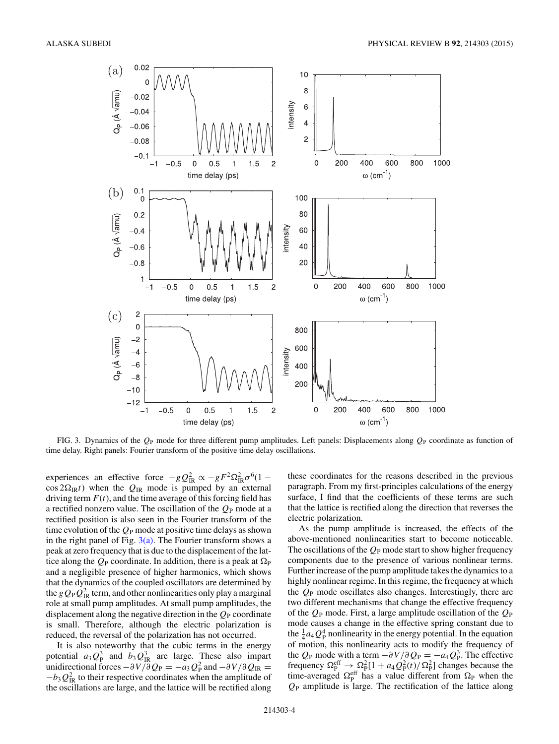FIG. 3. Dynamics of the $Q_P$ mode for three different pump amplitudes. Left panels: Displacements along $Q_P$ coordinate as function of time delay. Right panels: Fourier transform of the positive time delay oscillations.

experiences an effective force $-gQ_{IR}^2 \propto -gF^2\Omega_{IR}^2\sigma^6(1 - \cos 2\Omega_{IR}t)$ when the $Q_{IR}$ mode is pumped by an external driving term $F(t)$, and the time average of this forcing field has a rectified nonzero value. The oscillation of the $Q_P$ mode at a rectified position is also seen in the Fourier transform of the time evolution of the $Q_P$ mode at positive time delays as shown in the right panel of Fig. 3(a). The Fourier transform shows a peak at zero frequency that is due to the displacement of the lattice along the $Q_P$ coordinate. In addition, there is a peak at $\Omega_P$ and a negligible presence of higher harmonics, which shows that the dynamics of the coupled oscillators are determined by the $gQ_PQ_{IR}^2$ term, and other nonlinearities only play a marginal role at small pump amplitudes. At small pump amplitudes, the displacement along the negative direction in the $Q_P$ coordinate is small. Therefore, although the electric polarization is reduced, the reversal of the polarization has not occurred.

It is also noteworthy that the cubic terms in the energy potential $a_3Q_P^3$ and $b_3Q_{IR}^3$ are large. These also impart unidirectional forces $-\partial V/\partial Q_P = -a_3Q_P^2$ and $-\partial V/\partial Q_{IR} = -b_3Q_{IR}^2$ to their respective coordinates when the amplitude of the oscillations are large, and the lattice will be rectified along these coordinates for the reasons described in the previous paragraph. From my first-principles calculations of the energy surface, I find that the coefficients of these terms are such that the lattice is rectified along the direction that reverses the electric polarization.

As the pump amplitude is increased, the effects of the above-mentioned nonlinearities start to become noticeable. The oscillations of the $Q_P$ mode start to show higher frequency components due to the presence of various nonlinear terms. Further increase of the pump amplitude takes the dynamics to a highly nonlinear regime. In this regime, the frequency at which the $Q_P$ mode oscillates also changes. Interestingly, there are two different mechanisms that change the effective frequency of the $Q_P$ mode. First, a large amplitude oscillation of the $Q_P$ mode causes a change in the effective spring constant due to the $\frac{1}{4}a_4Q_P^4$ nonlinearity in the energy potential. In the equation of motion, this nonlinearity acts to modify the frequency of the $Q_P$ mode with a term $-\partial V/\partial Q_P = -a_4Q_P^3$. The effective frequency $\Omega_P^{\text{eff}} \rightarrow \Omega_P^2[1 + a_4Q_P^2(t)/\Omega_P^2]$ changes because the time-averaged $\Omega_P^{\text{eff}}$ has a value different from $\Omega_P$ when the $Q_P$ amplitude is large. The rectification of the lattice along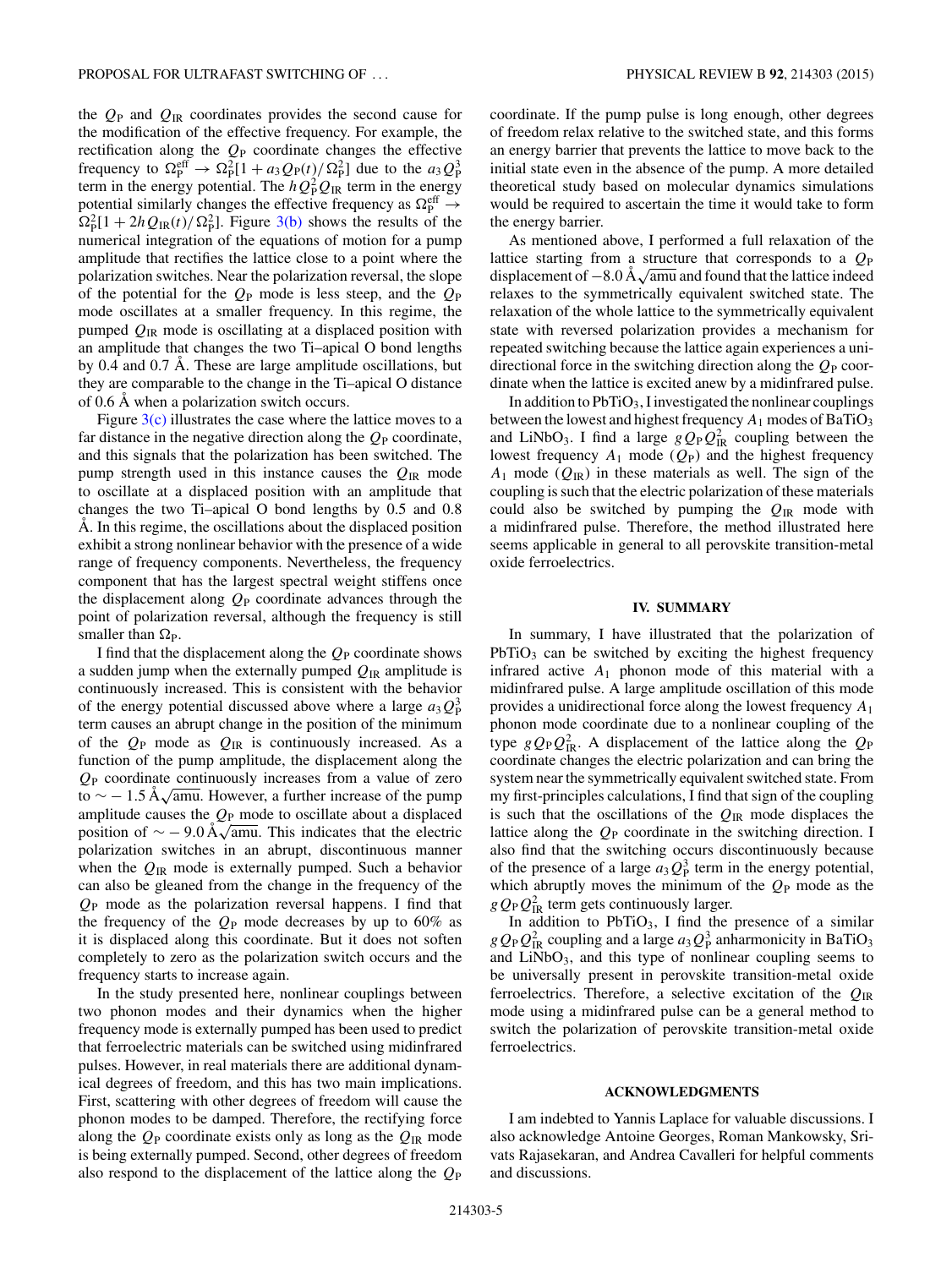the $Q_P$ and $Q_{IR}$ coordinates provides the second cause for the modification of the effective frequency. For example, the rectification along the $Q_P$ coordinate changes the effective frequency to $\Omega_P^{eff} \rightarrow \Omega_P^2[1 + a_3 Q_P(t)/\Omega_P^2]$ due to the $a_3 Q_P^3$ term in the energy potential. The $h Q_P^2 Q_{IR}$ term in the energy potential similarly changes the effective frequency as $\Omega_P^{eff} \rightarrow \Omega_P^2[1 + 2h Q_{IR}(t)/\Omega_P^2]$. Figure 3(b) shows the results of the numerical integration of the equations of motion for a pump amplitude that rectifies the lattice close to a point where the polarization switches. Near the polarization reversal, the slope of the potential for the $Q_P$ mode is less steep, and the $Q_P$ mode oscillates at a smaller frequency. In this regime, the pumped $Q_{IR}$ mode is oscillating at a displaced position with an amplitude that changes the two Ti–apical O bond lengths by 0.4 and 0.7 Å. These are large amplitude oscillations, but they are comparable to the change in the Ti–apical O distance of 0.6 Å when a polarization switch occurs.

Figure 3(c) illustrates the case where the lattice moves to a far distance in the negative direction along the $Q_P$ coordinate, and this signals that the polarization has been switched. The pump strength used in this instance causes the $Q_{IR}$ mode to oscillate at a displaced position with an amplitude that changes the two Ti–apical O bond lengths by 0.5 and 0.8 Å. In this regime, the oscillations about the displaced position exhibit a strong nonlinear behavior with the presence of a wide range of frequency components. Nevertheless, the frequency component that has the largest spectral weight stiffens once the displacement along $Q_P$ coordinate advances through the point of polarization reversal, although the frequency is still smaller than $\Omega_P$.

I find that the displacement along the $Q_P$ coordinate shows a sudden jump when the externally pumped $Q_{IR}$ amplitude is continuously increased. This is consistent with the behavior of the energy potential discussed above where a large $a_3 Q_P^3$ term causes an abrupt change in the position of the minimum of the $Q_P$ mode as $Q_{IR}$ is continuously increased. As a function of the pump amplitude, the displacement along the $Q_P$ coordinate continuously increases from a value of zero to $\sim -1.5\,\text{Å}\sqrt{\text{amu}}$. However, a further increase of the pump amplitude causes the $Q_P$ mode to oscillate about a displaced position of $\sim -9.0\,\text{Å}\sqrt{\text{amu}}$. This indicates that the electric polarization switches in an abrupt, discontinuous manner when the $Q_{IR}$ mode is externally pumped. Such a behavior can also be gleaned from the change in the frequency of the $Q_P$ mode as the polarization reversal happens. I find that the frequency of the $Q_P$ mode decreases by up to 60% as it is displaced along this coordinate. But it does not soften completely to zero as the polarization switch occurs and the frequency starts to increase again.

In the study presented here, nonlinear couplings between two phonon modes and their dynamics when the higher frequency mode is externally pumped has been used to predict that ferroelectric materials can be switched using midinfrared pulses. However, in real materials there are additional dynamical degrees of freedom, and this has two main implications. First, scattering with other degrees of freedom will cause the phonon modes to be damped. Therefore, the rectifying force along the $Q_P$ coordinate exists only as long as the $Q_{IR}$ mode is being externally pumped. Second, other degrees of freedom also respond to the displacement of the lattice along the $Q_P$ coordinate. If the pump pulse is long enough, other degrees of freedom relax relative to the switched state, and this forms an energy barrier that prevents the lattice to move back to the initial state even in the absence of the pump. A more detailed theoretical study based on molecular dynamics simulations would be required to ascertain the time it would take to form the energy barrier.

As mentioned above, I performed a full relaxation of the lattice starting from a structure that corresponds to a $Q_P$ displacement of $-8.0\,\text{Å}\sqrt{\text{amu}}$ and found that the lattice indeed relaxes to the symmetrically equivalent switched state. The relaxation of the whole lattice to the symmetrically equivalent state with reversed polarization provides a mechanism for repeated switching because the lattice again experiences a unidirectional force in the switching direction along the $Q_P$ coordinate when the lattice is excited anew by a midinfrared pulse.

In addition to $PbTiO_3$, I investigated the nonlinear couplings between the lowest and highest frequency $A_1$ modes of $BaTiO_3$ and $LiNbO_3$. I find a large $g Q_P Q_{IR}^2$ coupling between the lowest frequency $A_1$ mode ($Q_P$) and the highest frequency $A_1$ mode ($Q_{IR}$) in these materials as well. The sign of the coupling is such that the electric polarization of these materials could also be switched by pumping the $Q_{IR}$ mode with a midinfrared pulse. Therefore, the method illustrated here seems applicable in general to all perovskite transition-metal oxide ferroelectrics.

## IV. SUMMARY

In summary, I have illustrated that the polarization of $PbTiO_3$ can be switched by exciting the highest frequency infrared active $A_1$ phonon mode of this material with a midinfrared pulse. A large amplitude oscillation of this mode provides a unidirectional force along the lowest frequency $A_1$ phonon mode coordinate due to a nonlinear coupling of the type $g Q_P Q_{IR}^2$. A displacement of the lattice along the $Q_P$ coordinate changes the electric polarization and can bring the system near the symmetrically equivalent switched state. From my first-principles calculations, I find that sign of the coupling is such that the oscillations of the $Q_{IR}$ mode displaces the lattice along the $Q_P$ coordinate in the switching direction. I also find that the switching occurs discontinuously because of the presence of a large $a_3 Q_P^3$ term in the energy potential, which abruptly moves the minimum of the $Q_P$ mode as the $g Q_P Q_{IR}^2$ term gets continuously larger.

In addition to $PbTiO_3$, I find the presence of a similar $g Q_P Q_{IR}^2$ coupling and a large $a_3 Q_P^3$ anharmonicity in $BaTiO_3$ and $LiNbO_3$, and this type of nonlinear coupling seems to be universally present in perovskite transition-metal oxide ferroelectrics. Therefore, a selective excitation of the $Q_{IR}$ mode using a midinfrared pulse can be a general method to switch the polarization of perovskite transition-metal oxide ferroelectrics.

## ACKNOWLEDGMENTS

I am indebted to Yannis Laplace for valuable discussions. I also acknowledge Antoine Georges, Roman Mankowsky, Srivats Rajasekaran, and Andrea Cavalleri for helpful comments and discussions.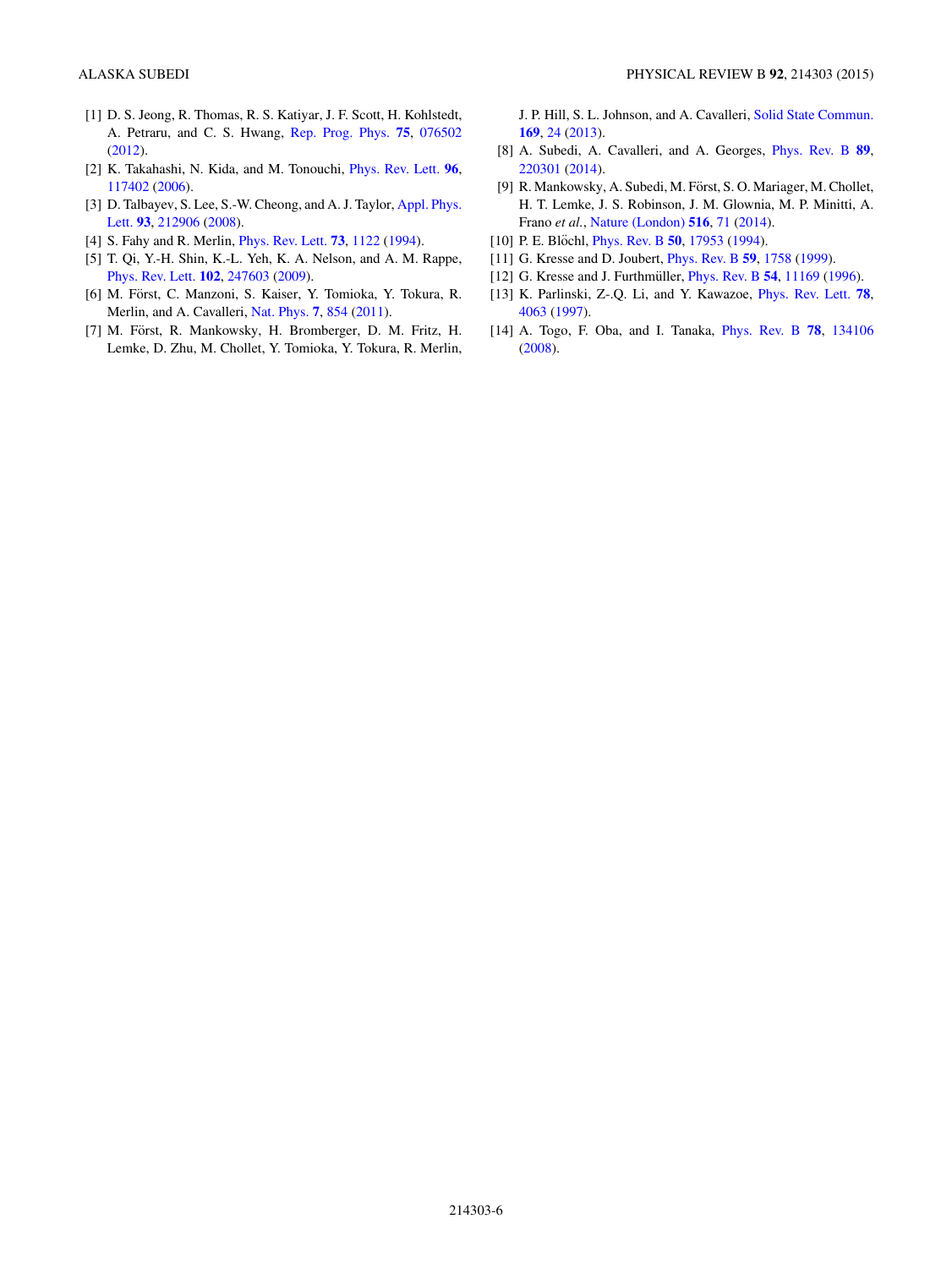[1] D. S. Jeong, R. Thomas, R. S. Katiyar, J. F. Scott, H. Kohlstedt, A. Petraru, and C. S. Hwang, Rep. Prog. Phys. **75**, 076502 (2012).

[2] K. Takahashi, N. Kida, and M. Tonouchi, Phys. Rev. Lett. **96**, 117402 (2006).

[3] D. Talbayev, S. Lee, S.-W. Cheong, and A. J. Taylor, Appl. Phys. Lett. **93**, 212906 (2008).

[4] S. Fahy and R. Merlin, Phys. Rev. Lett. **73**, 1122 (1994).

[5] T. Qi, Y.-H. Shin, K.-L. Yeh, K. A. Nelson, and A. M. Rappe, Phys. Rev. Lett. **102**, 247603 (2009).

[6] M. Först, C. Manzoni, S. Kaiser, Y. Tomioka, Y. Tokura, R. Merlin, and A. Cavalleri, Nat. Phys. **7**, 854 (2011).

[7] M. Först, R. Mankowsky, H. Bromberger, D. M. Fritz, H. Lemke, D. Zhu, M. Chollet, Y. Tomioka, Y. Tokura, R. Merlin, J. P. Hill, S. L. Johnson, and A. Cavalleri, Solid State Commun. **169**, 24 (2013).

[8] A. Subedi, A. Cavalleri, and A. Georges, Phys. Rev. B **89**, 220301 (2014).

[9] R. Mankowsky, A. Subedi, M. Först, S. O. Mariager, M. Chollet, H. T. Lemke, J. S. Robinson, J. M. Glownia, M. P. Minitti, A. Frano *et al.*, Nature (London) **516**, 71 (2014).

[10] P. E. Blöchl, Phys. Rev. B **50**, 17953 (1994).

[11] G. Kresse and D. Joubert, Phys. Rev. B **59**, 1758 (1999).

[12] G. Kresse and J. Furthmüller, Phys. Rev. B **54**, 11169 (1996).

[13] K. Parlinski, Z-.Q. Li, and Y. Kawazoe, Phys. Rev. Lett. **78**, 4063 (1997).

[14] A. Togo, F. Oba, and I. Tanaka, Phys. Rev. B **78**, 134106 (2008).